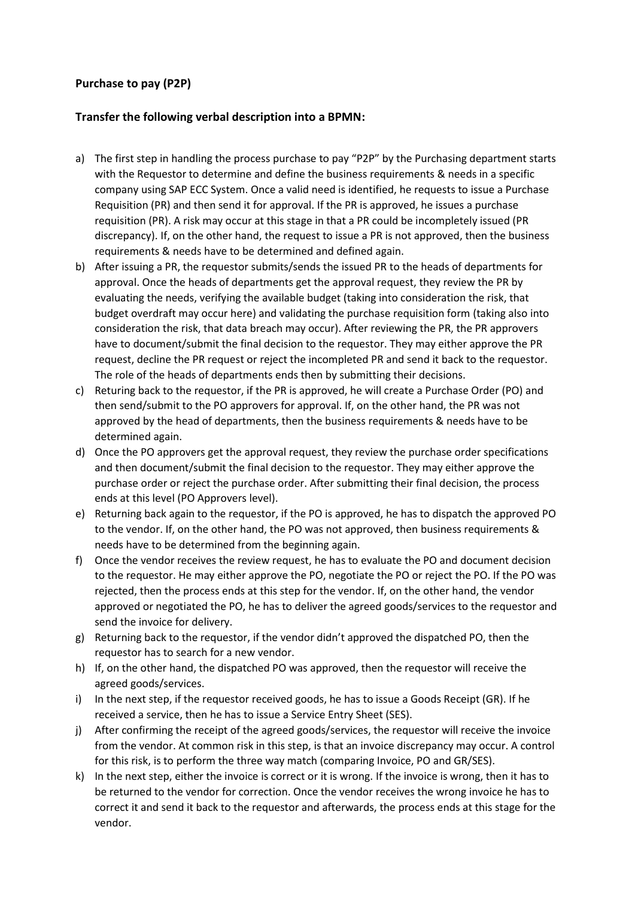**Purchase to pay (P2P)**

**Transfer the following verbal description into a BPMN:**

a) The first step in handling the process purchase to pay "P2P" by the Purchasing department starts with the Requestor to determine and define the business requirements & needs in a specific company using SAP ECC System. Once a valid need is identified, he requests to issue a Purchase Requisition (PR) and then send it for approval. If the PR is approved, he issues a purchase requisition (PR). A risk may occur at this stage in that a PR could be incompletely issued (PR discrepancy). If, on the other hand, the request to issue a PR is not approved, then the business requirements & needs have to be determined and defined again.

b) After issuing a PR, the requestor submits/sends the issued PR to the heads of departments for approval. Once the heads of departments get the approval request, they review the PR by evaluating the needs, verifying the available budget (taking into consideration the risk, that budget overdraft may occur here) and validating the purchase requisition form (taking also into consideration the risk, that data breach may occur). After reviewing the PR, the PR approvers have to document/submit the final decision to the requestor. They may either approve the PR request, decline the PR request or reject the incompleted PR and send it back to the requestor. The role of the heads of departments ends then by submitting their decisions.

c) Returing back to the requestor, if the PR is approved, he will create a Purchase Order (PO) and then send/submit to the PO approvers for approval. If, on the other hand, the PR was not approved by the head of departments, then the business requirements & needs have to be determined again.

d) Once the PO approvers get the approval request, they review the purchase order specifications and then document/submit the final decision to the requestor. They may either approve the purchase order or reject the purchase order. After submitting their final decision, the process ends at this level (PO Approvers level).

e) Returning back again to the requestor, if the PO is approved, he has to dispatch the approved PO to the vendor. If, on the other hand, the PO was not approved, then business requirements & needs have to be determined from the beginning again.

f) Once the vendor receives the review request, he has to evaluate the PO and document decision to the requestor. He may either approve the PO, negotiate the PO or reject the PO. If the PO was rejected, then the process ends at this step for the vendor. If, on the other hand, the vendor approved or negotiated the PO, he has to deliver the agreed goods/services to the requestor and send the invoice for delivery.

g) Returning back to the requestor, if the vendor didn't approved the dispatched PO, then the requestor has to search for a new vendor.

h) If, on the other hand, the dispatched PO was approved, then the requestor will receive the agreed goods/services.

i) In the next step, if the requestor received goods, he has to issue a Goods Receipt (GR). If he received a service, then he has to issue a Service Entry Sheet (SES).

j) After confirming the receipt of the agreed goods/services, the requestor will receive the invoice from the vendor. At common risk in this step, is that an invoice discrepancy may occur. A control for this risk, is to perform the three way match (comparing Invoice, PO and GR/SES).

k) In the next step, either the invoice is correct or it is wrong. If the invoice is wrong, then it has to be returned to the vendor for correction. Once the vendor receives the wrong invoice he has to correct it and send it back to the requestor and afterwards, the process ends at this stage for the vendor.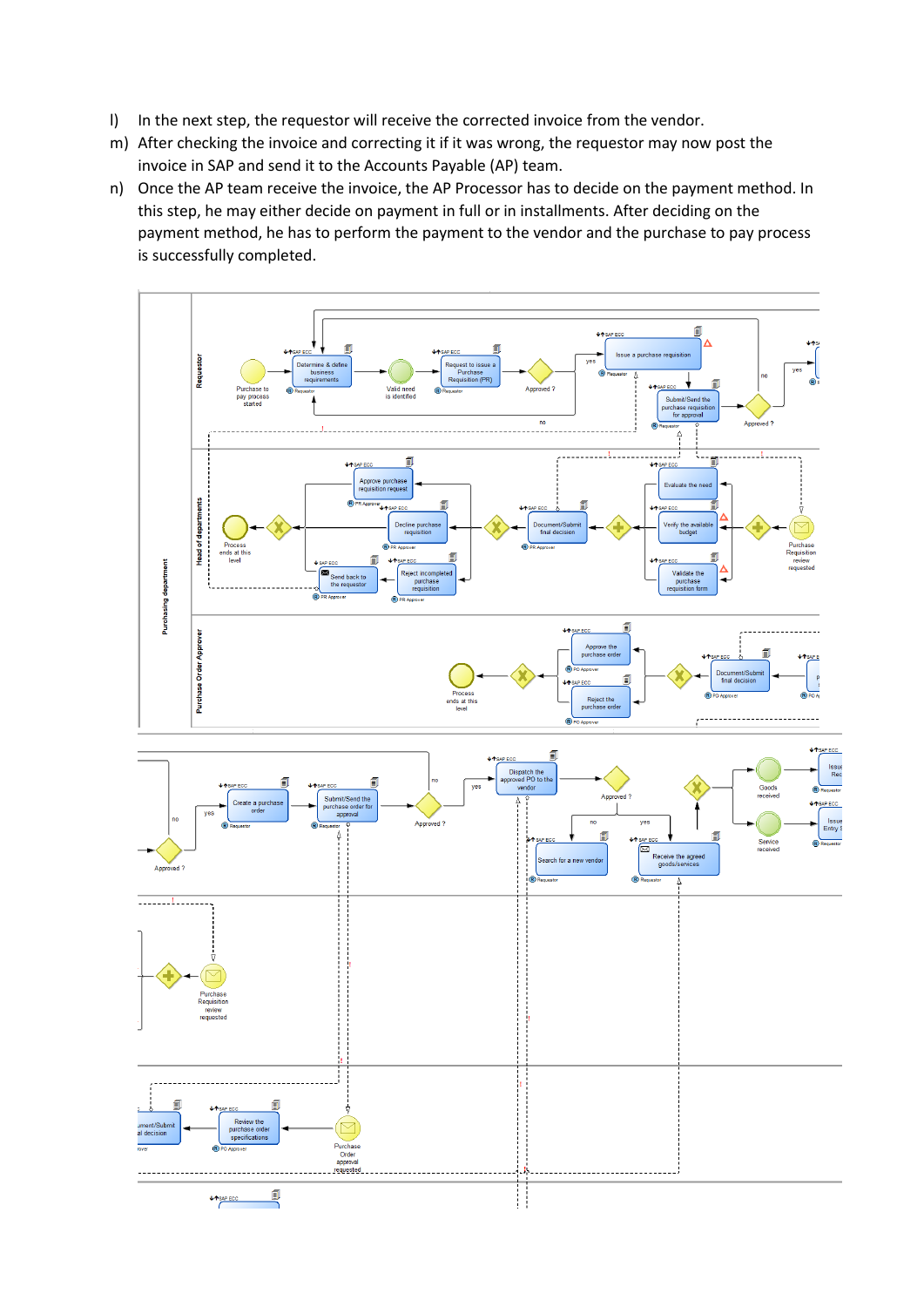l) In the next step, the requestor will receive the corrected invoice from the vendor.

m) After checking the invoice and correcting it if it was wrong, the requestor may now post the invoice in SAP and send it to the Accounts Payable (AP) team.

n) Once the AP team receive the invoice, the AP Processor has to decide on the payment method. In this step, he may either decide on payment in full or in installments. After deciding on the payment method, he has to perform the payment to the vendor and the purchase to pay process is successfully completed.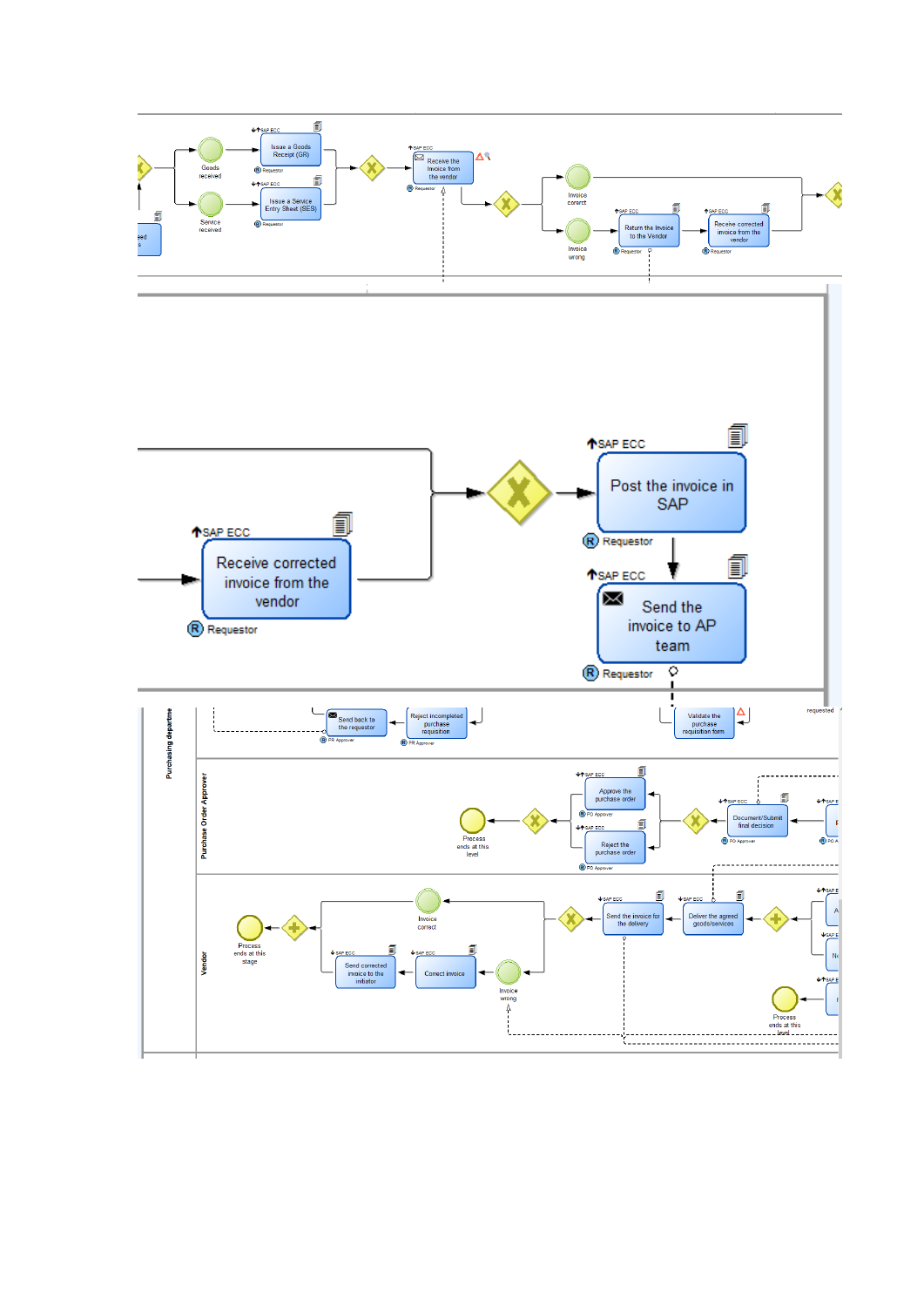SAP ECC

Issue a Goods Receipt (GR)

Requestor

Goods received

SAP ECC

Issue a Service Entry Sheet (SES)

Requestor

Service received

SAP ECC

Receive the invoice from the vendor

Requestor

Invoice correct

Invoice wrong

SAP ECC

Return the invoice to the Vendor

Requestor

SAP ECC

Receive corrected invoice from the vendor

Requestor

SAP ECC

Post the invoice in SAP

Requestor

SAP ECC

Receive corrected invoice from the vendor

Requestor

SAP ECC

Send the invoice to AP team

Requestor

Purchasing departme

Send back to the requestor

PR Approver

Reject incompleted purchase requisition

PR Approver

Validate the purchase requisition form

requested

Purchase Order Approver

SAP ECC

Approve the purchase order

PO Approver

SAP ECC

Reject the purchase order

PO Approver

Process ends at this level

SAP ECC

Document/Submit final decision

PO Approver

Vendor

Process ends at this stage

Invoice correct

SAP ECC

Send corrected invoice to the initiator

SAP ECC

Correct invoice

Invoice wrong

SAP ECC

Send the invoice for the delivery

SAP ECC

Deliver the agreed goods/services

Process ends at this level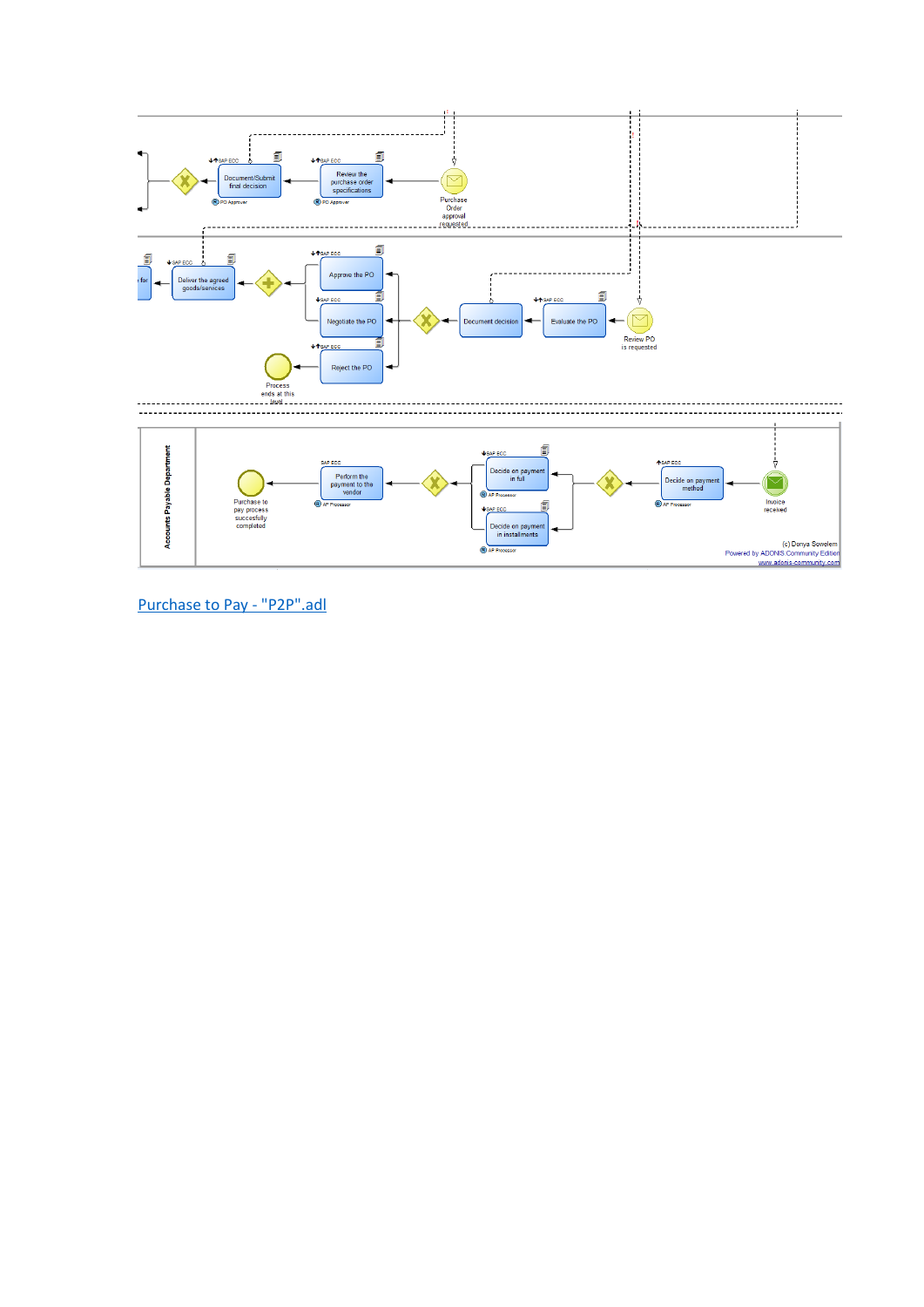SAP ECC

Document/Submit final decision

PO Approver

SAP ECC

Review the purchase order specifications

PO Approver

Purchase Order approval requested

SAP ECC

Deliver the agreed goods/services

SAP ECC

Approve the PO

SAP ECC

Negotiate the PO

SAP ECC

Reject the PO

Process ends at this level

Document decision

SAP ECC

Evaluate the PO

Review PO is requested

Accounts Payable Department

Purchase to pay process succesfully completed

SAP ECC

Perform the payment to the vendor

AP Processor

SAP ECC

Decide on payment in full

AP Processor

SAP ECC

Decide on payment in installments

AP Processor

SAP ECC

Decide on payment method

AP Processor

Invoice received

(c) Donya Sowelem

Powered by ADONIS Community Edition

www.adonis-community.com

[Purchase to Pay - "P2P".adl]()